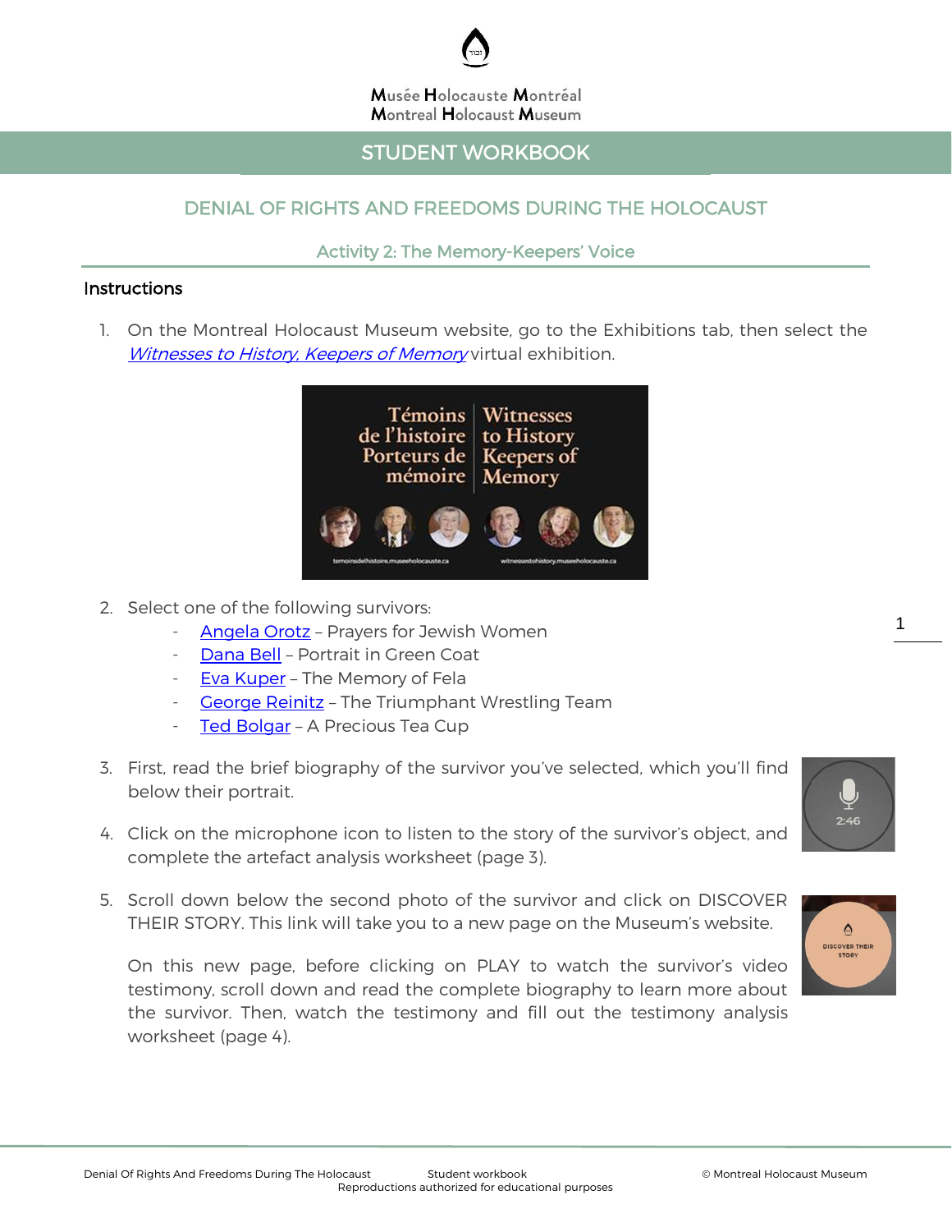Musée Holocauste Montréal
Montreal Holocaust Museum

# STUDENT WORKBOOK

## DENIAL OF RIGHTS AND FREEDOMS DURING THE HOLOCAUST

### Activity 2: The Memory-Keepers' Voice

#### Instructions

1. On the Montreal Holocaust Museum website, go to the Exhibitions tab, then select the *Witnesses to History, Keepers of Memory* virtual exhibition.

2. Select one of the following survivors:
   - Angela Orotz – Prayers for Jewish Women
   - Dana Bell – Portrait in Green Coat
   - Eva Kuper – The Memory of Fela
   - George Reinitz – The Triumphant Wrestling Team
   - Ted Bolgar – A Precious Tea Cup

3. First, read the brief biography of the survivor you've selected, which you'll find below their portrait.

4. Click on the microphone icon to listen to the story of the survivor's object, and complete the artefact analysis worksheet (page 3).

5. Scroll down below the second photo of the survivor and click on DISCOVER THEIR STORY. This link will take you to a new page on the Museum's website.

   On this new page, before clicking on PLAY to watch the survivor's video testimony, scroll down and read the complete biography to learn more about the survivor. Then, watch the testimony and fill out the testimony analysis worksheet (page 4).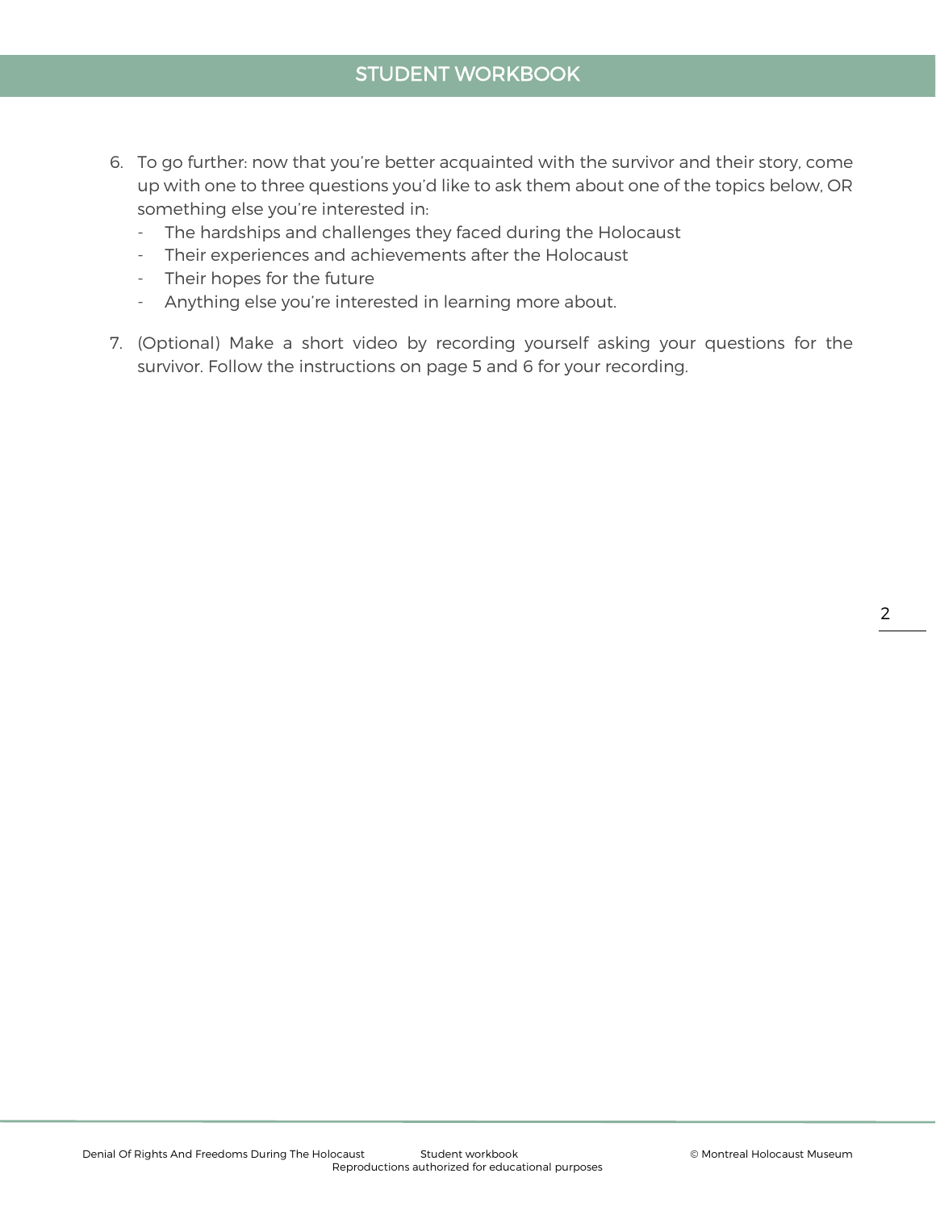6. To go further: now that you're better acquainted with the survivor and their story, come up with one to three questions you'd like to ask them about one of the topics below, OR something else you're interested in:
   - The hardships and challenges they faced during the Holocaust
   - Their experiences and achievements after the Holocaust
   - Their hopes for the future
   - Anything else you're interested in learning more about.

7. (Optional) Make a short video by recording yourself asking your questions for the survivor. Follow the instructions on page 5 and 6 for your recording.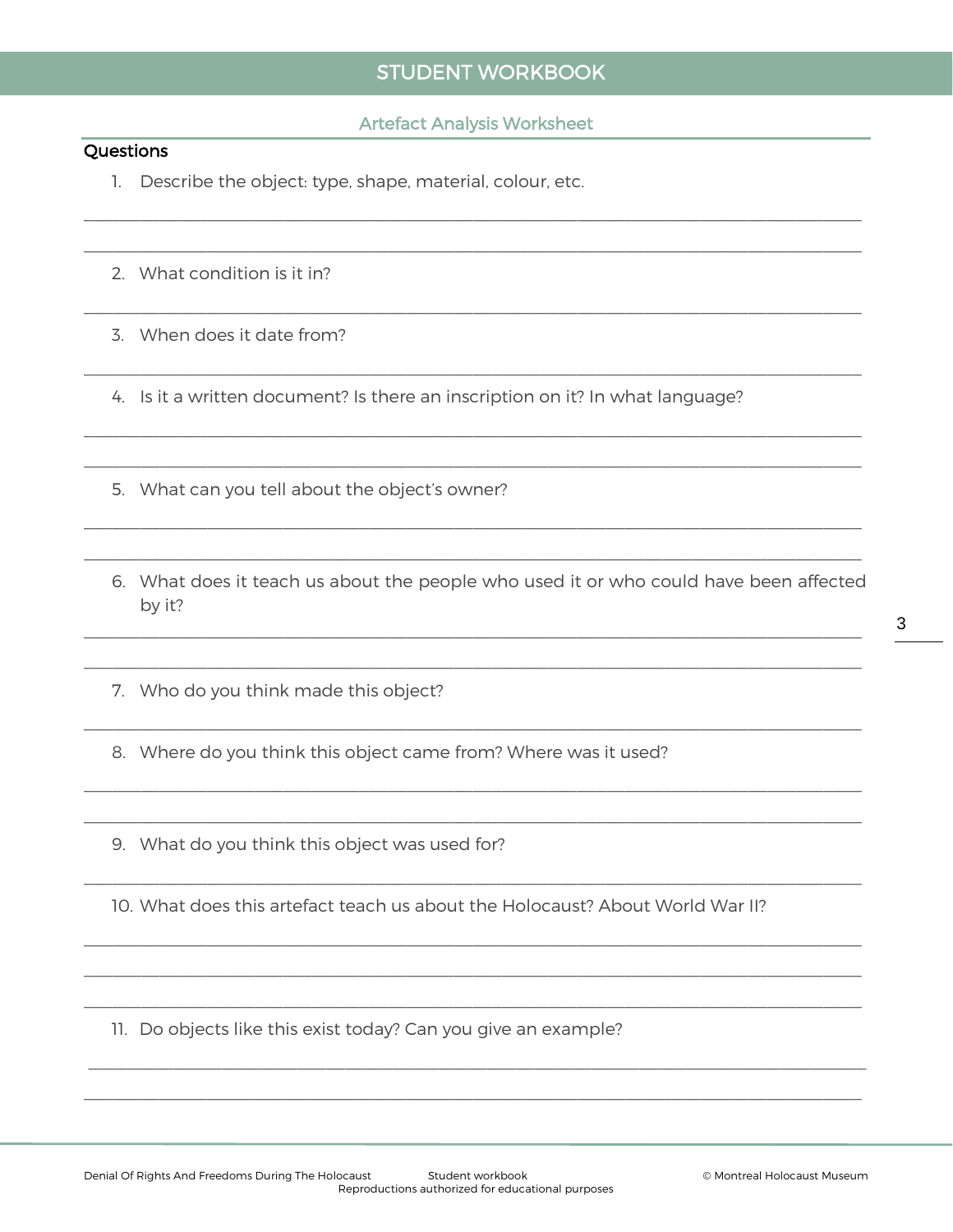## STUDENT WORKBOOK

### Artefact Analysis Worksheet

**Questions**

1. Describe the object: type, shape, material, colour, etc.

______________________________________________________________________________

______________________________________________________________________________

2. What condition is it in?

______________________________________________________________________________

3. When does it date from?

______________________________________________________________________________

4. Is it a written document? Is there an inscription on it? In what language?

______________________________________________________________________________

______________________________________________________________________________

5. What can you tell about the object's owner?

______________________________________________________________________________

______________________________________________________________________________

6. What does it teach us about the people who used it or who could have been affected by it?

______________________________________________________________________________

______________________________________________________________________________

7. Who do you think made this object?

______________________________________________________________________________

8. Where do you think this object came from? Where was it used?

______________________________________________________________________________

______________________________________________________________________________

9. What do you think this object was used for?

______________________________________________________________________________

10. What does this artefact teach us about the Holocaust? About World War II?

______________________________________________________________________________

______________________________________________________________________________

______________________________________________________________________________

11. Do objects like this exist today? Can you give an example?

______________________________________________________________________________

______________________________________________________________________________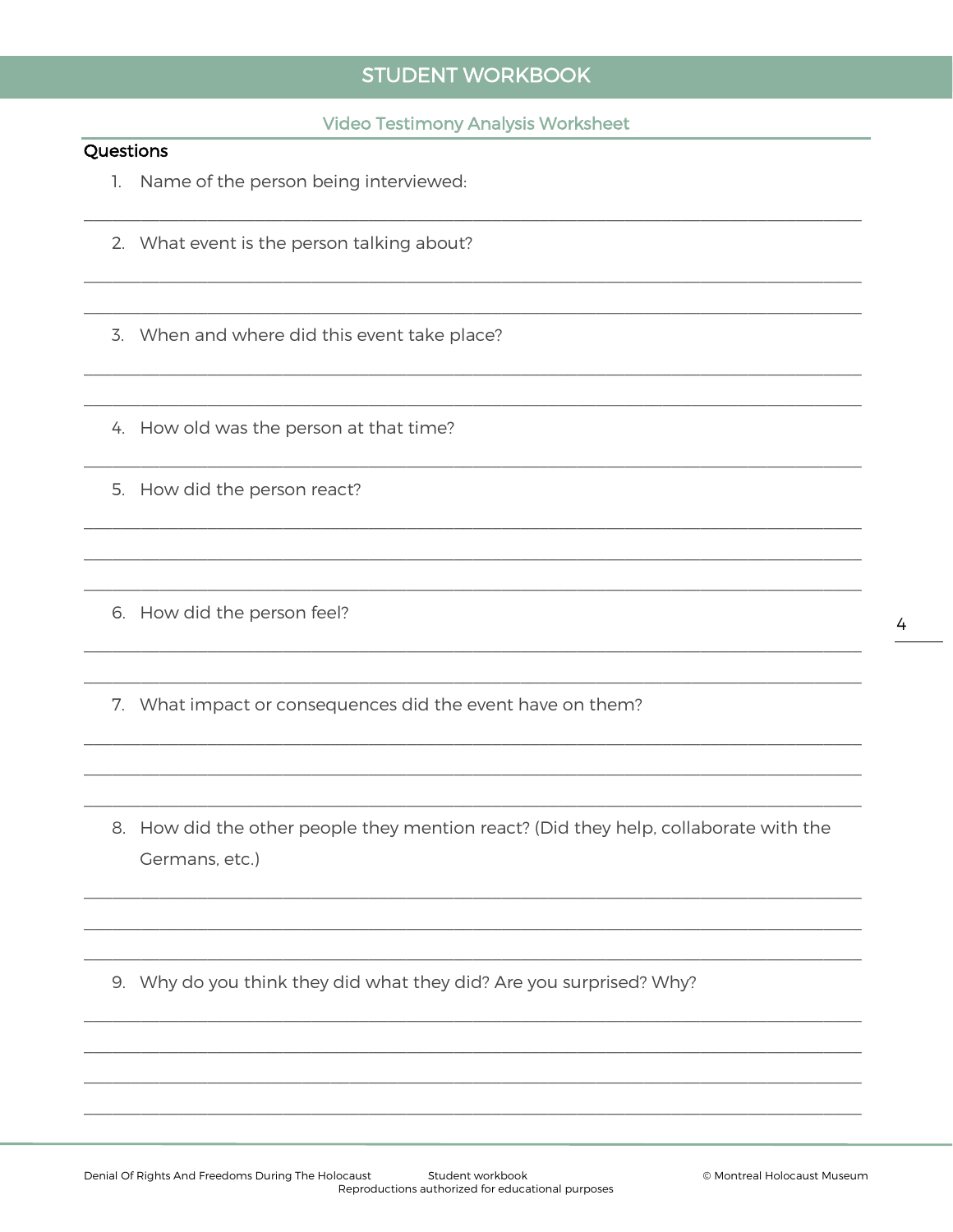# STUDENT WORKBOOK

## Video Testimony Analysis Worksheet

**Questions**

1. Name of the person being interviewed:

_______________________________________________________________________________

2. What event is the person talking about?

_______________________________________________________________________________

_______________________________________________________________________________

3. When and where did this event take place?

_______________________________________________________________________________

_______________________________________________________________________________

4. How old was the person at that time?

_______________________________________________________________________________

5. How did the person react?

_______________________________________________________________________________

_______________________________________________________________________________

_______________________________________________________________________________

6. How did the person feel?

_______________________________________________________________________________

_______________________________________________________________________________

7. What impact or consequences did the event have on them?

_______________________________________________________________________________

_______________________________________________________________________________

_______________________________________________________________________________

8. How did the other people they mention react? (Did they help, collaborate with the Germans, etc.)

_______________________________________________________________________________

_______________________________________________________________________________

_______________________________________________________________________________

9. Why do you think they did what they did? Are you surprised? Why?

_______________________________________________________________________________

_______________________________________________________________________________

_______________________________________________________________________________

_______________________________________________________________________________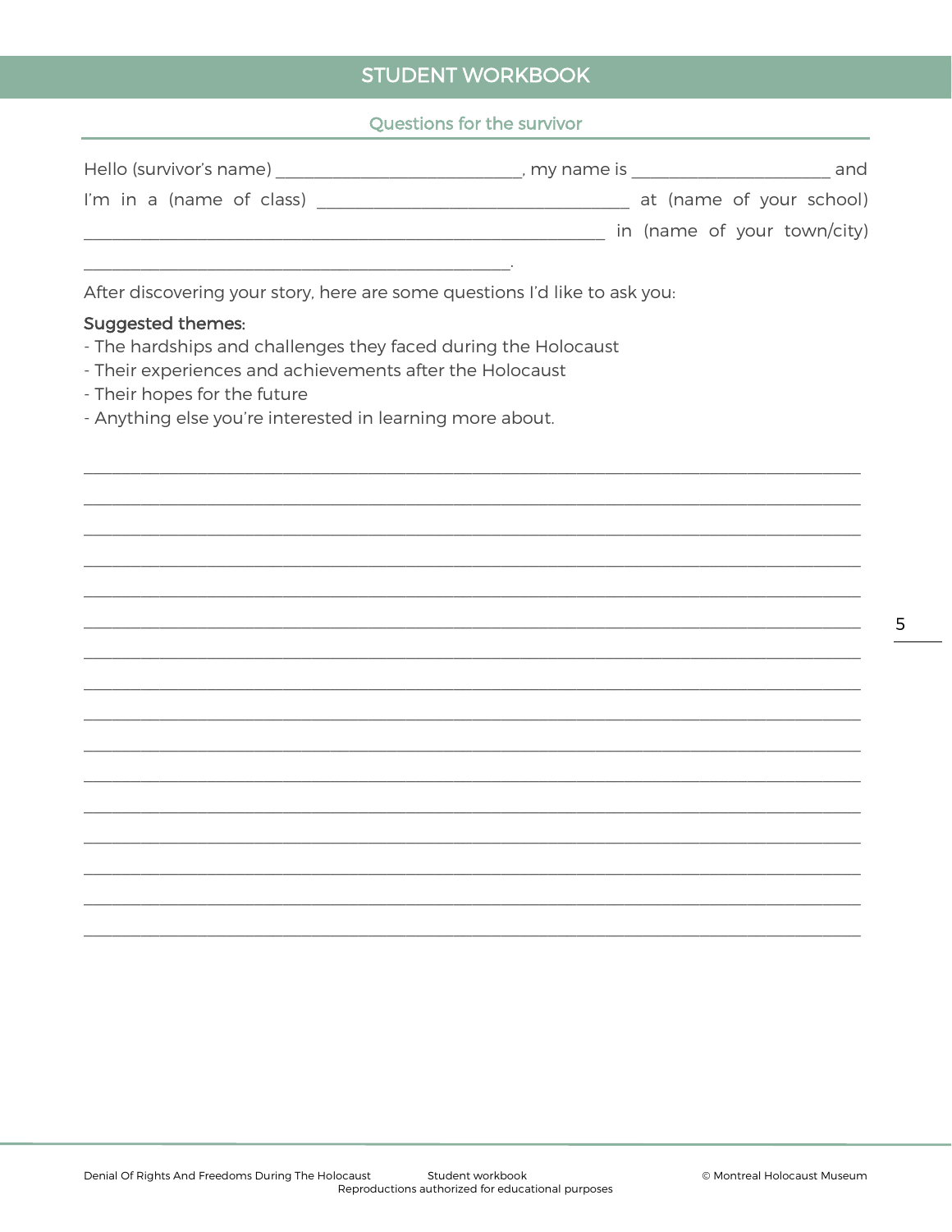# STUDENT WORKBOOK

## Questions for the survivor

Hello (survivor's name) ____________________________, my name is ______________________ and I'm in a (name of class) ___________________________________ at (name of your school) ___________________________________________________________ in (name of your town/city) ________________________________________________.

After discovering your story, here are some questions I'd like to ask you:

**Suggested themes:**

- The hardships and challenges they faced during the Holocaust
- Their experiences and achievements after the Holocaust
- Their hopes for the future
- Anything else you're interested in learning more about.

_______________________________________________________________________________________

_______________________________________________________________________________________

_______________________________________________________________________________________

_______________________________________________________________________________________

_______________________________________________________________________________________

_______________________________________________________________________________________

_______________________________________________________________________________________

_______________________________________________________________________________________

_______________________________________________________________________________________

_______________________________________________________________________________________

_______________________________________________________________________________________

_______________________________________________________________________________________

_______________________________________________________________________________________

_______________________________________________________________________________________

_______________________________________________________________________________________

_______________________________________________________________________________________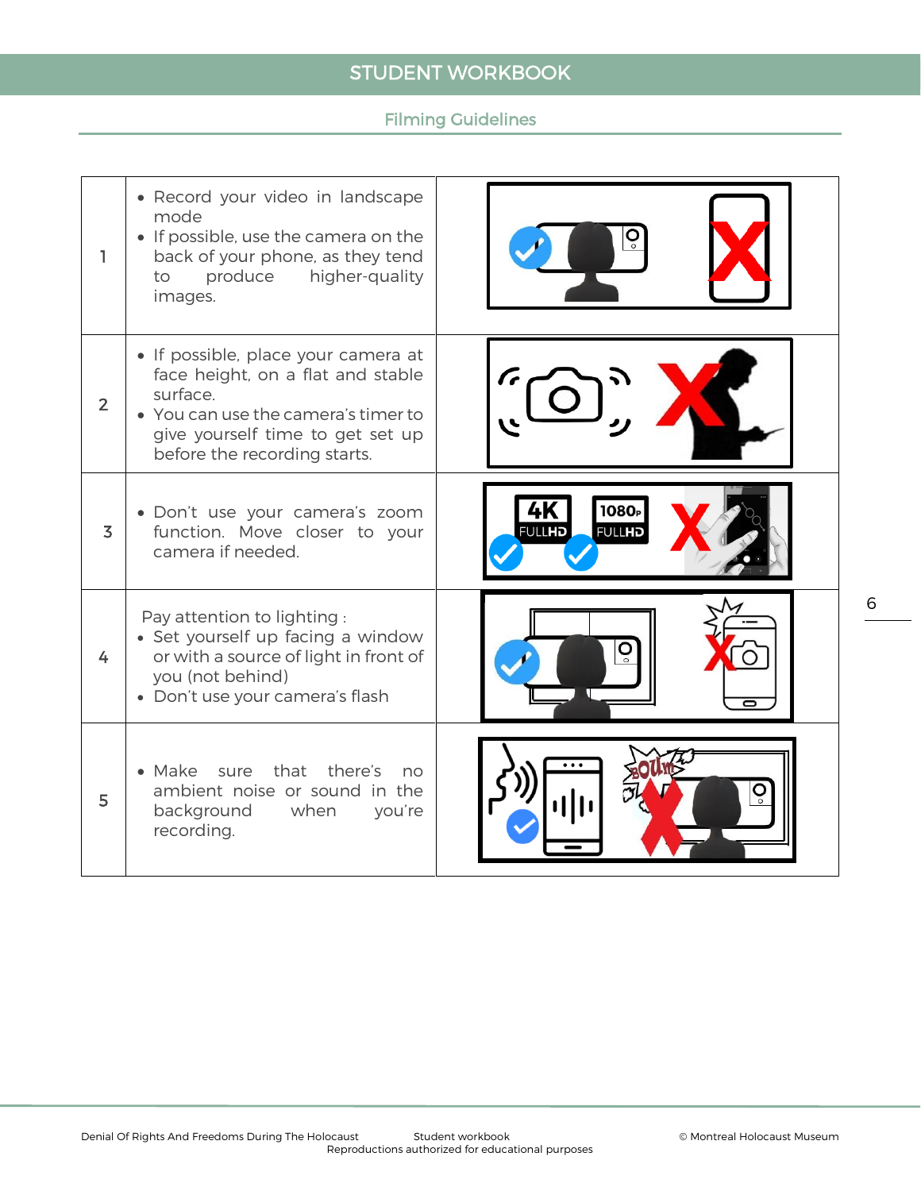## STUDENT WORKBOOK

### Filming Guidelines

| | | |
|---|---|---|
| 1 | • Record your video in landscape mode<br>• If possible, use the camera on the back of your phone, as they tend to produce higher-quality images. | |
| 2 | • If possible, place your camera at face height, on a flat and stable surface.<br>• You can use the camera's timer to give yourself time to get set up before the recording starts. | |
| 3 | • Don't use your camera's zoom function. Move closer to your camera if needed. | 4K FULLHD 1080p FULLHD |
| 4 | Pay attention to lighting :<br>• Set yourself up facing a window or with a source of light in front of you (not behind)<br>• Don't use your camera's flash | |
| 5 | • Make sure that there's no ambient noise or sound in the background when you're recording. | BOUM |

Denial Of Rights And Freedoms During The Holocaust — Student workbook — © Montreal Holocaust Museum
Reproductions authorized for educational purposes